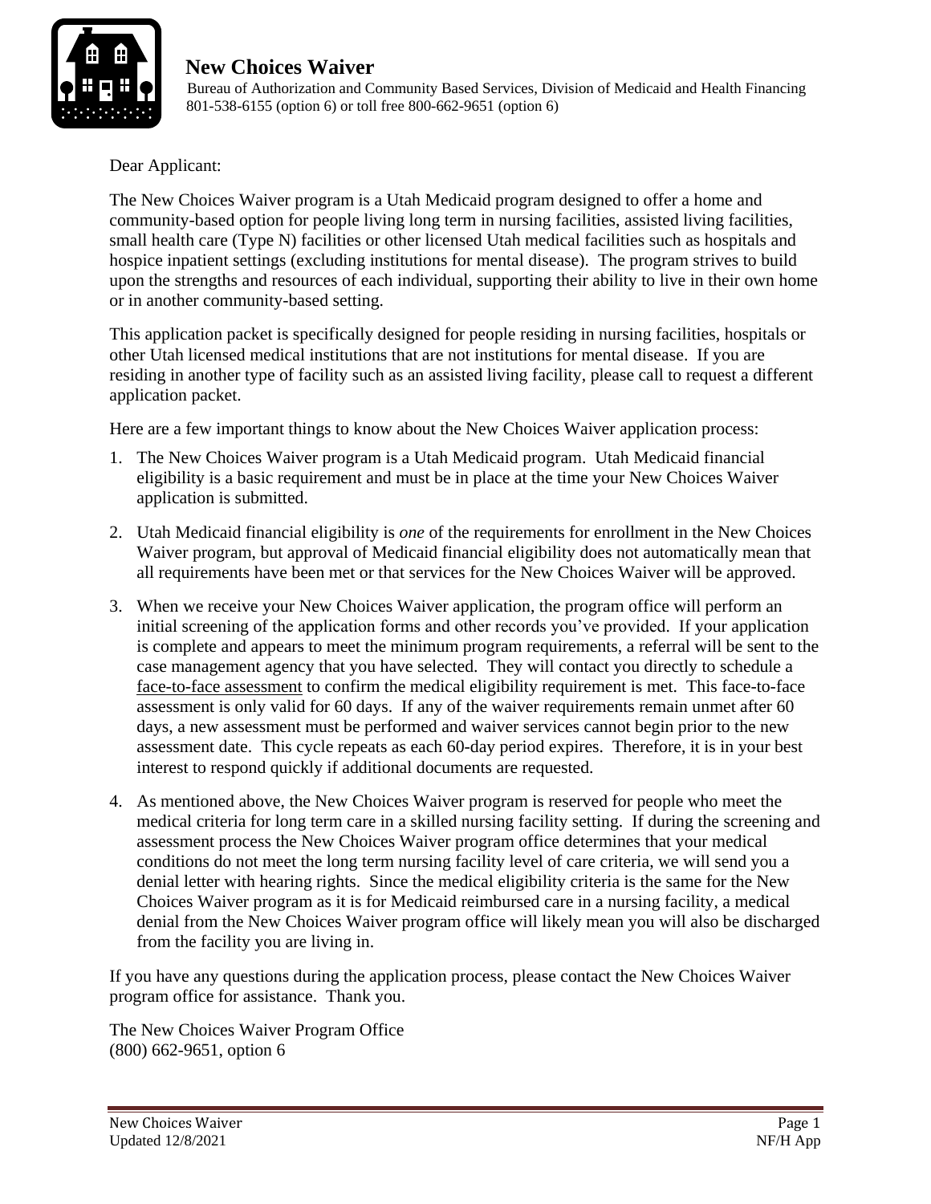# New Choices Waiver

Bureau of Authorization and Community Based Services, Division of Medicaid and Health Financing
801-538-6155 (option 6) or toll free 800-662-9651 (option 6)

Dear Applicant:

The New Choices Waiver program is a Utah Medicaid program designed to offer a home and community-based option for people living long term in nursing facilities, assisted living facilities, small health care (Type N) facilities or other licensed Utah medical facilities such as hospitals and hospice inpatient settings (excluding institutions for mental disease). The program strives to build upon the strengths and resources of each individual, supporting their ability to live in their own home or in another community-based setting.

This application packet is specifically designed for people residing in nursing facilities, hospitals or other Utah licensed medical institutions that are not institutions for mental disease. If you are residing in another type of facility such as an assisted living facility, please call to request a different application packet.

Here are a few important things to know about the New Choices Waiver application process:

1. The New Choices Waiver program is a Utah Medicaid program. Utah Medicaid financial eligibility is a basic requirement and must be in place at the time your New Choices Waiver application is submitted.

2. Utah Medicaid financial eligibility is *one* of the requirements for enrollment in the New Choices Waiver program, but approval of Medicaid financial eligibility does not automatically mean that all requirements have been met or that services for the New Choices Waiver will be approved.

3. When we receive your New Choices Waiver application, the program office will perform an initial screening of the application forms and other records you've provided. If your application is complete and appears to meet the minimum program requirements, a referral will be sent to the case management agency that you have selected. They will contact you directly to schedule a face-to-face assessment to confirm the medical eligibility requirement is met. This face-to-face assessment is only valid for 60 days. If any of the waiver requirements remain unmet after 60 days, a new assessment must be performed and waiver services cannot begin prior to the new assessment date. This cycle repeats as each 60-day period expires. Therefore, it is in your best interest to respond quickly if additional documents are requested.

4. As mentioned above, the New Choices Waiver program is reserved for people who meet the medical criteria for long term care in a skilled nursing facility setting. If during the screening and assessment process the New Choices Waiver program office determines that your medical conditions do not meet the long term nursing facility level of care criteria, we will send you a denial letter with hearing rights. Since the medical eligibility criteria is the same for the New Choices Waiver program as it is for Medicaid reimbursed care in a nursing facility, a medical denial from the New Choices Waiver program office will likely mean you will also be discharged from the facility you are living in.

If you have any questions during the application process, please contact the New Choices Waiver program office for assistance. Thank you.

The New Choices Waiver Program Office
(800) 662-9651, option 6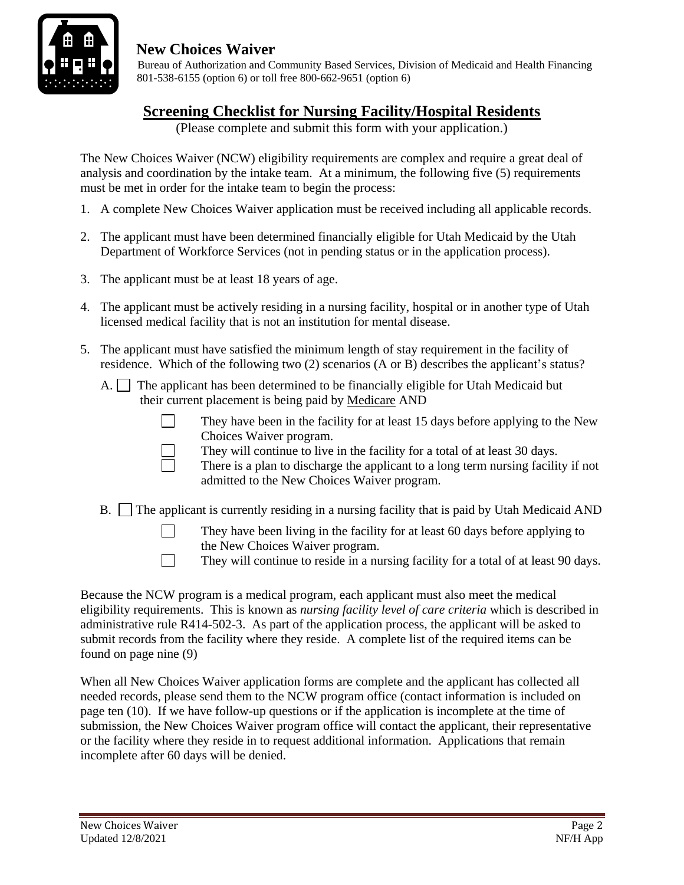**New Choices Waiver**

Bureau of Authorization and Community Based Services, Division of Medicaid and Health Financing
801-538-6155 (option 6) or toll free 800-662-9651 (option 6)

# Screening Checklist for Nursing Facility/Hospital Residents

(Please complete and submit this form with your application.)

The New Choices Waiver (NCW) eligibility requirements are complex and require a great deal of analysis and coordination by the intake team. At a minimum, the following five (5) requirements must be met in order for the intake team to begin the process:

1. A complete New Choices Waiver application must be received including all applicable records.
2. The applicant must have been determined financially eligible for Utah Medicaid by the Utah Department of Workforce Services (not in pending status or in the application process).
3. The applicant must be at least 18 years of age.
4. The applicant must be actively residing in a nursing facility, hospital or in another type of Utah licensed medical facility that is not an institution for mental disease.
5. The applicant must have satisfied the minimum length of stay requirement in the facility of residence. Which of the following two (2) scenarios (A or B) describes the applicant's status?

   A. ☐ The applicant has been determined to be financially eligible for Utah Medicaid but their current placement is being paid by Medicare AND

   - ☐ They have been in the facility for at least 15 days before applying to the New Choices Waiver program.
   - ☐ They will continue to live in the facility for a total of at least 30 days.
   - ☐ There is a plan to discharge the applicant to a long term nursing facility if not admitted to the New Choices Waiver program.

   B. ☐ The applicant is currently residing in a nursing facility that is paid by Utah Medicaid AND

   - ☐ They have been living in the facility for at least 60 days before applying to the New Choices Waiver program.
   - ☐ They will continue to reside in a nursing facility for a total of at least 90 days.

Because the NCW program is a medical program, each applicant must also meet the medical eligibility requirements. This is known as *nursing facility level of care criteria* which is described in administrative rule R414-502-3. As part of the application process, the applicant will be asked to submit records from the facility where they reside. A complete list of the required items can be found on page nine (9)

When all New Choices Waiver application forms are complete and the applicant has collected all needed records, please send them to the NCW program office (contact information is included on page ten (10). If we have follow-up questions or if the application is incomplete at the time of submission, the New Choices Waiver program office will contact the applicant, their representative or the facility where they reside in to request additional information. Applications that remain incomplete after 60 days will be denied.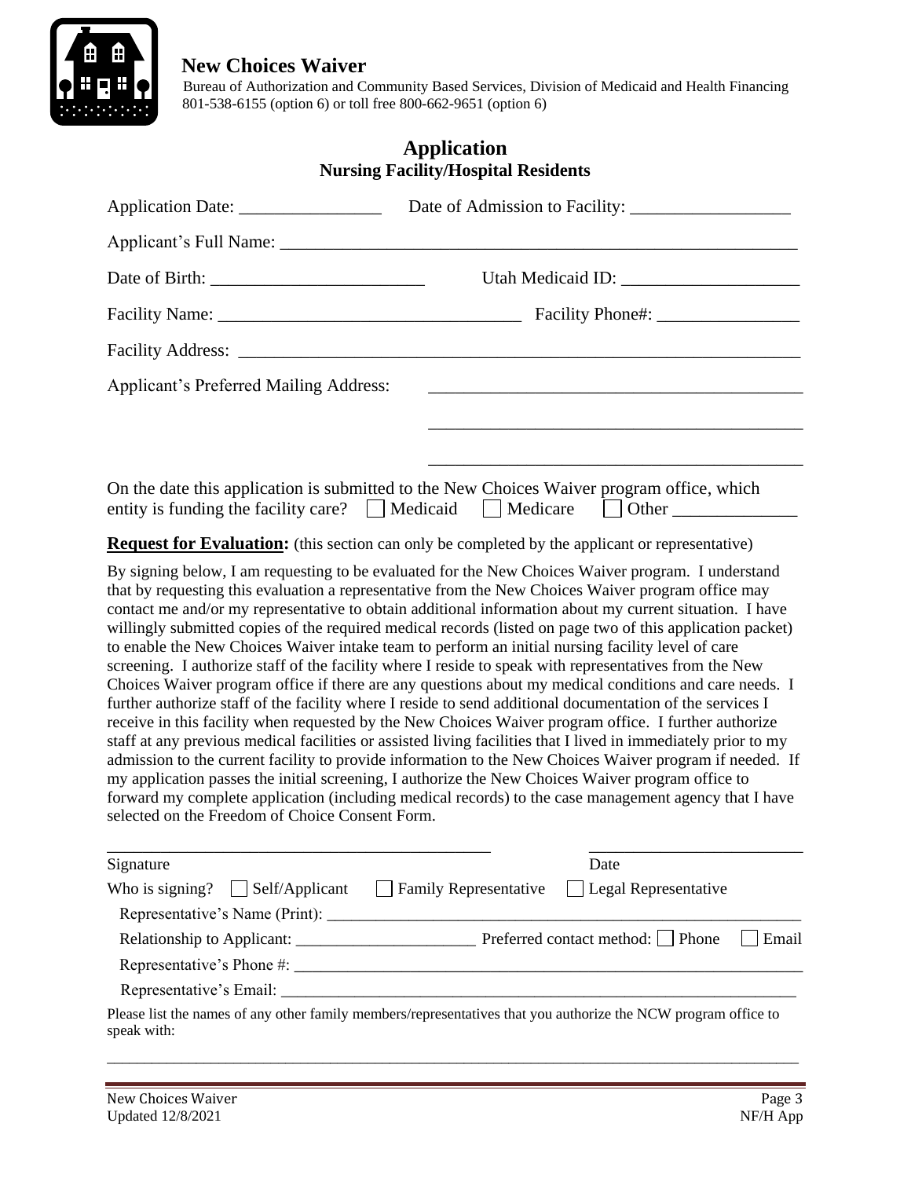# New Choices Waiver

Bureau of Authorization and Community Based Services, Division of Medicaid and Health Financing
801-538-6155 (option 6) or toll free 800-662-9651 (option 6)

## Application
### Nursing Facility/Hospital Residents

Application Date: ________________ Date of Admission to Facility: __________________

Applicant's Full Name: ____________________________________________________________

Date of Birth: ________________________ Utah Medicaid ID: ____________________

Facility Name: __________________________________ Facility Phone#: ________________

Facility Address: ____________________________________________________________

Applicant's Preferred Mailing Address: __________________________________________

__________________________________________

__________________________________________

On the date this application is submitted to the New Choices Waiver program office, which entity is funding the facility care? ☐ Medicaid ☐ Medicare ☐ Other ______________

**Request for Evaluation:** (this section can only be completed by the applicant or representative)

By signing below, I am requesting to be evaluated for the New Choices Waiver program. I understand that by requesting this evaluation a representative from the New Choices Waiver program office may contact me and/or my representative to obtain additional information about my current situation. I have willingly submitted copies of the required medical records (listed on page two of this application packet) to enable the New Choices Waiver intake team to perform an initial nursing facility level of care screening. I authorize staff of the facility where I reside to speak with representatives from the New Choices Waiver program office if there are any questions about my medical conditions and care needs. I further authorize staff of the facility where I reside to send additional documentation of the services I receive in this facility when requested by the New Choices Waiver program office. I further authorize staff at any previous medical facilities or assisted living facilities that I lived in immediately prior to my admission to the current facility to provide information to the New Choices Waiver program if needed. If my application passes the initial screening, I authorize the New Choices Waiver program office to forward my complete application (including medical records) to the case management agency that I have selected on the Freedom of Choice Consent Form.

_____________________________________________ _________________________
Signature Date

Who is signing? ☐ Self/Applicant ☐ Family Representative ☐ Legal Representative

Representative's Name (Print): ____________________________________________________

Relationship to Applicant: ______________________ Preferred contact method: ☐ Phone ☐ Email

Representative's Phone #: ________________________________________________________

Representative's Email: __________________________________________________________

Please list the names of any other family members/representatives that you authorize the NCW program office to speak with:

__________________________________________________________________________________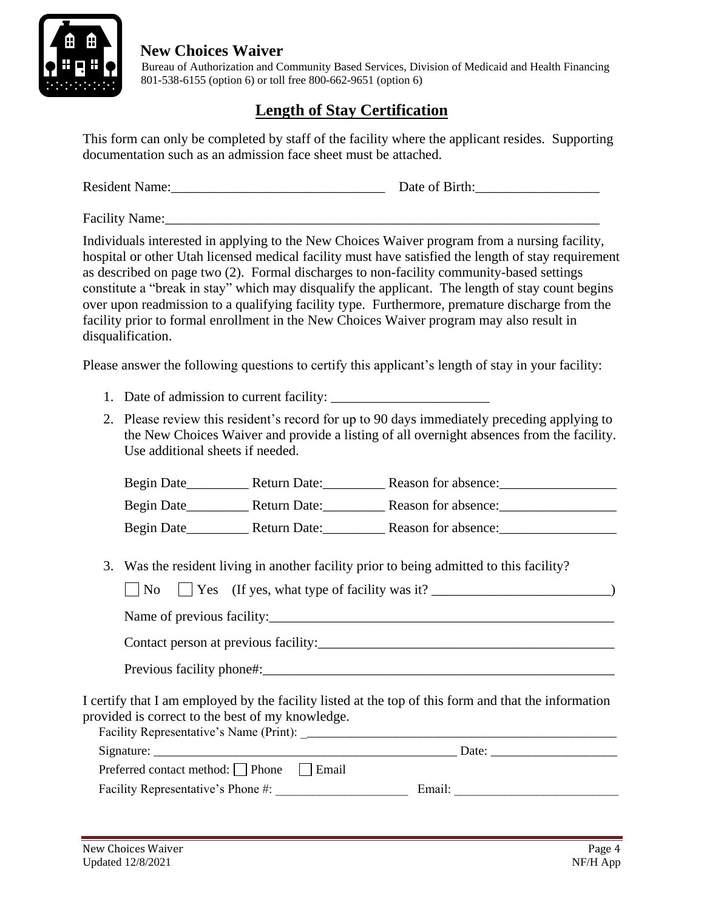**New Choices Waiver**

Bureau of Authorization and Community Based Services, Division of Medicaid and Health Financing
801-538-6155 (option 6) or toll free 800-662-9651 (option 6)

# Length of Stay Certification

This form can only be completed by staff of the facility where the applicant resides. Supporting documentation such as an admission face sheet must be attached.

Resident Name:_______________________________ Date of Birth:_________________

Facility Name:_______________________________________________________________

Individuals interested in applying to the New Choices Waiver program from a nursing facility, hospital or other Utah licensed medical facility must have satisfied the length of stay requirement as described on page two (2). Formal discharges to non-facility community-based settings constitute a "break in stay" which may disqualify the applicant. The length of stay count begins over upon readmission to a qualifying facility type. Furthermore, premature discharge from the facility prior to formal enrollment in the New Choices Waiver program may also result in disqualification.

Please answer the following questions to certify this applicant's length of stay in your facility:

1. Date of admission to current facility: _______________________

2. Please review this resident's record for up to 90 days immediately preceding applying to the New Choices Waiver and provide a listing of all overnight absences from the facility. Use additional sheets if needed.

   Begin Date_________ Return Date:_________ Reason for absence:_________________

   Begin Date_________ Return Date:_________ Reason for absence:_________________

   Begin Date_________ Return Date:_________ Reason for absence:_________________

3. Was the resident living in another facility prior to being admitted to this facility?

   ☐ No ☐ Yes (If yes, what type of facility was it? __________________________)

   Name of previous facility:____________________________________________________

   Contact person at previous facility:____________________________________________

   Previous facility phone#:____________________________________________________

I certify that I am employed by the facility listed at the top of this form and that the information provided is correct to the best of my knowledge.

Facility Representative's Name (Print): _______________________________________________

Signature: ______________________________________________ Date: ___________________

Preferred contact method: ☐ Phone ☐ Email

Facility Representative's Phone #: _____________________ Email: __________________________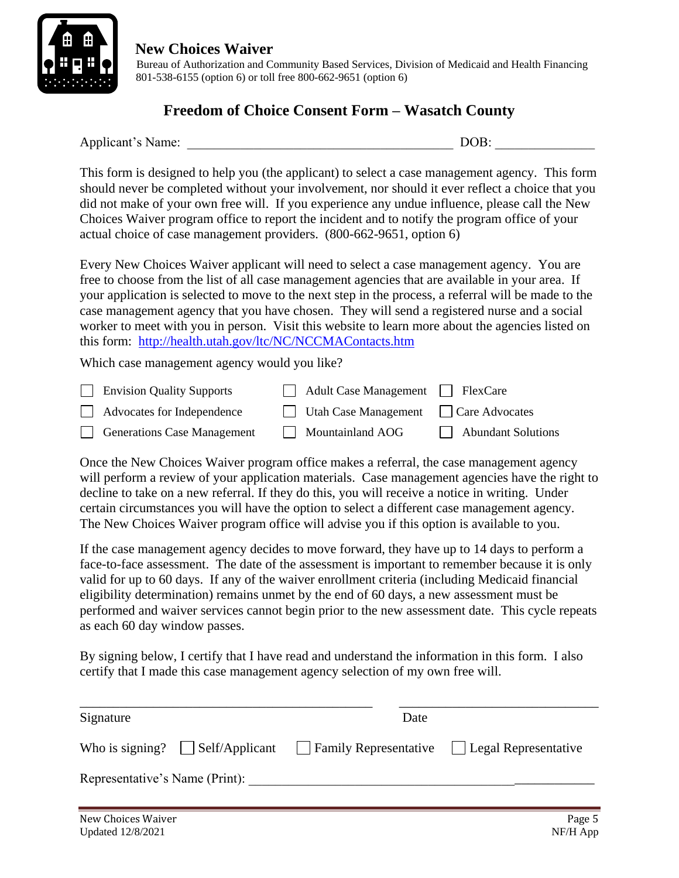**New Choices Waiver**

Bureau of Authorization and Community Based Services, Division of Medicaid and Health Financing
801-538-6155 (option 6) or toll free 800-662-9651 (option 6)

## Freedom of Choice Consent Form – Wasatch County

Applicant's Name: ______________________________________ DOB: ______________

This form is designed to help you (the applicant) to select a case management agency. This form should never be completed without your involvement, nor should it ever reflect a choice that you did not make of your own free will. If you experience any undue influence, please call the New Choices Waiver program office to report the incident and to notify the program office of your actual choice of case management providers. (800-662-9651, option 6)

Every New Choices Waiver applicant will need to select a case management agency. You are free to choose from the list of all case management agencies that are available in your area. If your application is selected to move to the next step in the process, a referral will be made to the case management agency that you have chosen. They will send a registered nurse and a social worker to meet with you in person. Visit this website to learn more about the agencies listed on this form: http://health.utah.gov/ltc/NC/NCCMAContacts.htm

Which case management agency would you like?

- ☐ Envision Quality Supports
- ☐ Adult Case Management
- ☐ FlexCare
- ☐ Advocates for Independence
- ☐ Utah Case Management
- ☐ Care Advocates
- ☐ Generations Case Management
- ☐ Mountainland AOG
- ☐ Abundant Solutions

Once the New Choices Waiver program office makes a referral, the case management agency will perform a review of your application materials. Case management agencies have the right to decline to take on a new referral. If they do this, you will receive a notice in writing. Under certain circumstances you will have the option to select a different case management agency. The New Choices Waiver program office will advise you if this option is available to you.

If the case management agency decides to move forward, they have up to 14 days to perform a face-to-face assessment. The date of the assessment is important to remember because it is only valid for up to 60 days. If any of the waiver enrollment criteria (including Medicaid financial eligibility determination) remains unmet by the end of 60 days, a new assessment must be performed and waiver services cannot begin prior to the new assessment date. This cycle repeats as each 60 day window passes.

By signing below, I certify that I have read and understand the information in this form. I also certify that I made this case management agency selection of my own free will.

______________________________________ ______________________________

Signature Date

Who is signing? ☐ Self/Applicant ☐ Family Representative ☐ Legal Representative

Representative's Name (Print): ______________________________________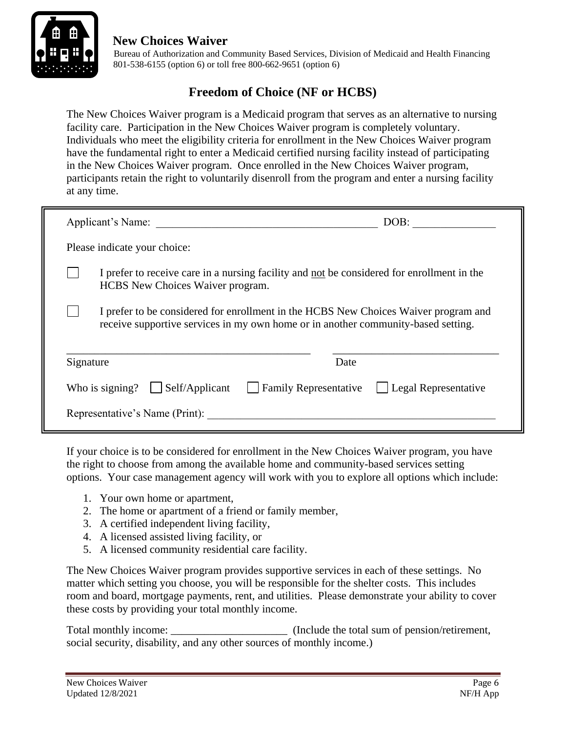**New Choices Waiver**

Bureau of Authorization and Community Based Services, Division of Medicaid and Health Financing
801-538-6155 (option 6) or toll free 800-662-9651 (option 6)

# Freedom of Choice (NF or HCBS)

The New Choices Waiver program is a Medicaid program that serves as an alternative to nursing facility care. Participation in the New Choices Waiver program is completely voluntary. Individuals who meet the eligibility criteria for enrollment in the New Choices Waiver program have the fundamental right to enter a Medicaid certified nursing facility instead of participating in the New Choices Waiver program. Once enrolled in the New Choices Waiver program, participants retain the right to voluntarily disenroll from the program and enter a nursing facility at any time.

Applicant's Name: ________________________________________ DOB: ______________

Please indicate your choice:

☐ I prefer to receive care in a nursing facility and not be considered for enrollment in the HCBS New Choices Waiver program.

☐ I prefer to be considered for enrollment in the HCBS New Choices Waiver program and receive supportive services in my own home or in another community-based setting.

________________________________________ ______________________________
Signature Date

Who is signing? ☐ Self/Applicant ☐ Family Representative ☐ Legal Representative

Representative's Name (Print): ________________________________________________

If your choice is to be considered for enrollment in the New Choices Waiver program, you have the right to choose from among the available home and community-based services setting options. Your case management agency will work with you to explore all options which include:

1. Your own home or apartment,
2. The home or apartment of a friend or family member,
3. A certified independent living facility,
4. A licensed assisted living facility, or
5. A licensed community residential care facility.

The New Choices Waiver program provides supportive services in each of these settings. No matter which setting you choose, you will be responsible for the shelter costs. This includes room and board, mortgage payments, rent, and utilities. Please demonstrate your ability to cover these costs by providing your total monthly income.

Total monthly income: ____________________ (Include the total sum of pension/retirement, social security, disability, and any other sources of monthly income.)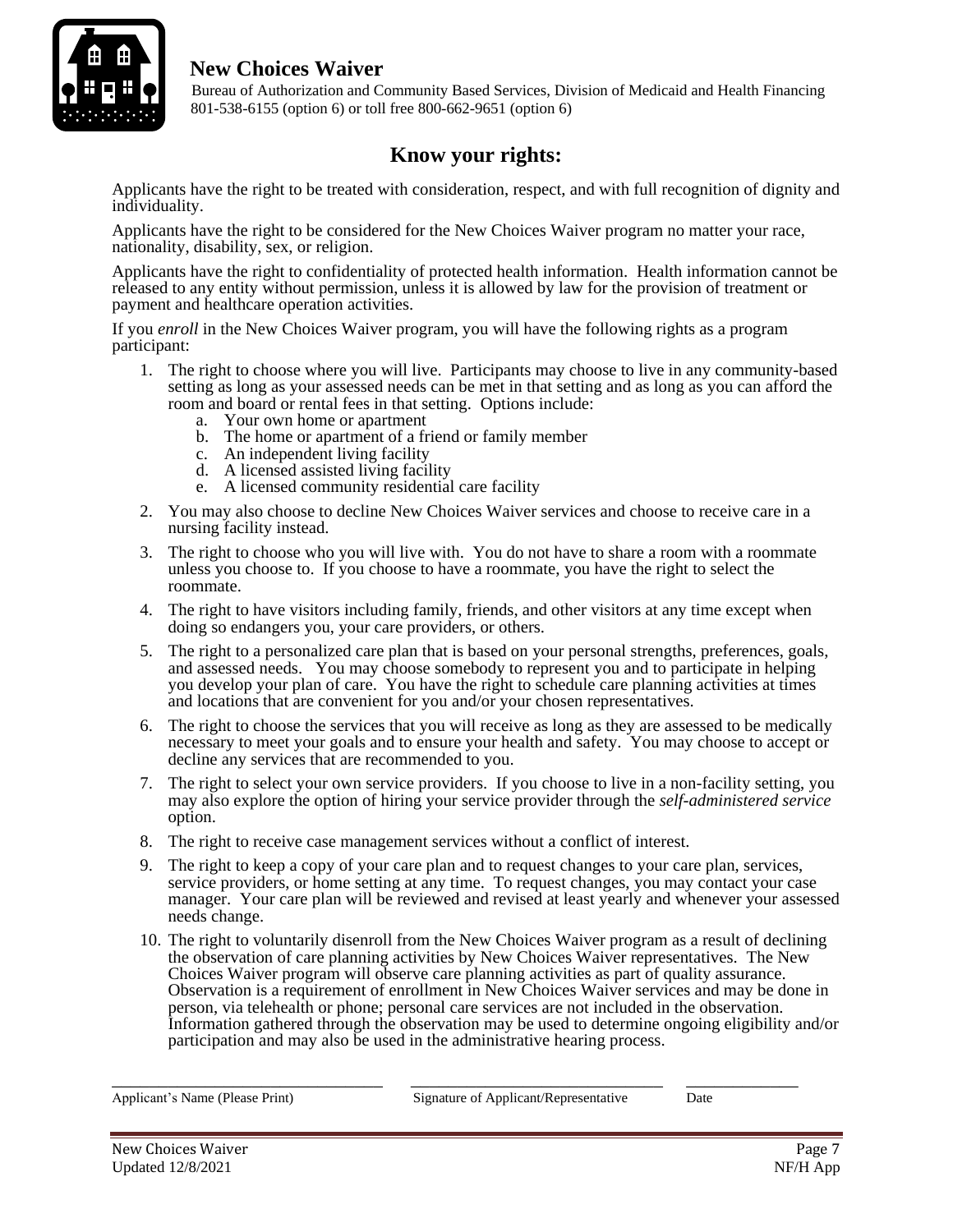**New Choices Waiver**

Bureau of Authorization and Community Based Services, Division of Medicaid and Health Financing
801-538-6155 (option 6) or toll free 800-662-9651 (option 6)

# Know your rights:

Applicants have the right to be treated with consideration, respect, and with full recognition of dignity and individuality.

Applicants have the right to be considered for the New Choices Waiver program no matter your race, nationality, disability, sex, or religion.

Applicants have the right to confidentiality of protected health information. Health information cannot be released to any entity without permission, unless it is allowed by law for the provision of treatment or payment and healthcare operation activities.

If you *enroll* in the New Choices Waiver program, you will have the following rights as a program participant:

1. The right to choose where you will live. Participants may choose to live in any community-based setting as long as your assessed needs can be met in that setting and as long as you can afford the room and board or rental fees in that setting. Options include:
   a. Your own home or apartment
   b. The home or apartment of a friend or family member
   c. An independent living facility
   d. A licensed assisted living facility
   e. A licensed community residential care facility
2. You may also choose to decline New Choices Waiver services and choose to receive care in a nursing facility instead.
3. The right to choose who you will live with. You do not have to share a room with a roommate unless you choose to. If you choose to have a roommate, you have the right to select the roommate.
4. The right to have visitors including family, friends, and other visitors at any time except when doing so endangers you, your care providers, or others.
5. The right to a personalized care plan that is based on your personal strengths, preferences, goals, and assessed needs. You may choose somebody to represent you and to participate in helping you develop your plan of care. You have the right to schedule care planning activities at times and locations that are convenient for you and/or your chosen representatives.
6. The right to choose the services that you will receive as long as they are assessed to be medically necessary to meet your goals and to ensure your health and safety. You may choose to accept or decline any services that are recommended to you.
7. The right to select your own service providers. If you choose to live in a non-facility setting, you may also explore the option of hiring your service provider through the *self-administered service* option.
8. The right to receive case management services without a conflict of interest.
9. The right to keep a copy of your care plan and to request changes to your care plan, services, service providers, or home setting at any time. To request changes, you may contact your case manager. Your care plan will be reviewed and revised at least yearly and whenever your assessed needs change.
10. The right to voluntarily disenroll from the New Choices Waiver program as a result of declining the observation of care planning activities by New Choices Waiver representatives. The New Choices Waiver program will observe care planning activities as part of quality assurance. Observation is a requirement of enrollment in New Choices Waiver services and may be done in person, via telehealth or phone; personal care services are not included in the observation. Information gathered through the observation may be used to determine ongoing eligibility and/or participation and may also be used in the administrative hearing process.

| ______________________________ | ______________________________ | ____________ |
|---|---|---|
| Applicant's Name (Please Print) | Signature of Applicant/Representative | Date |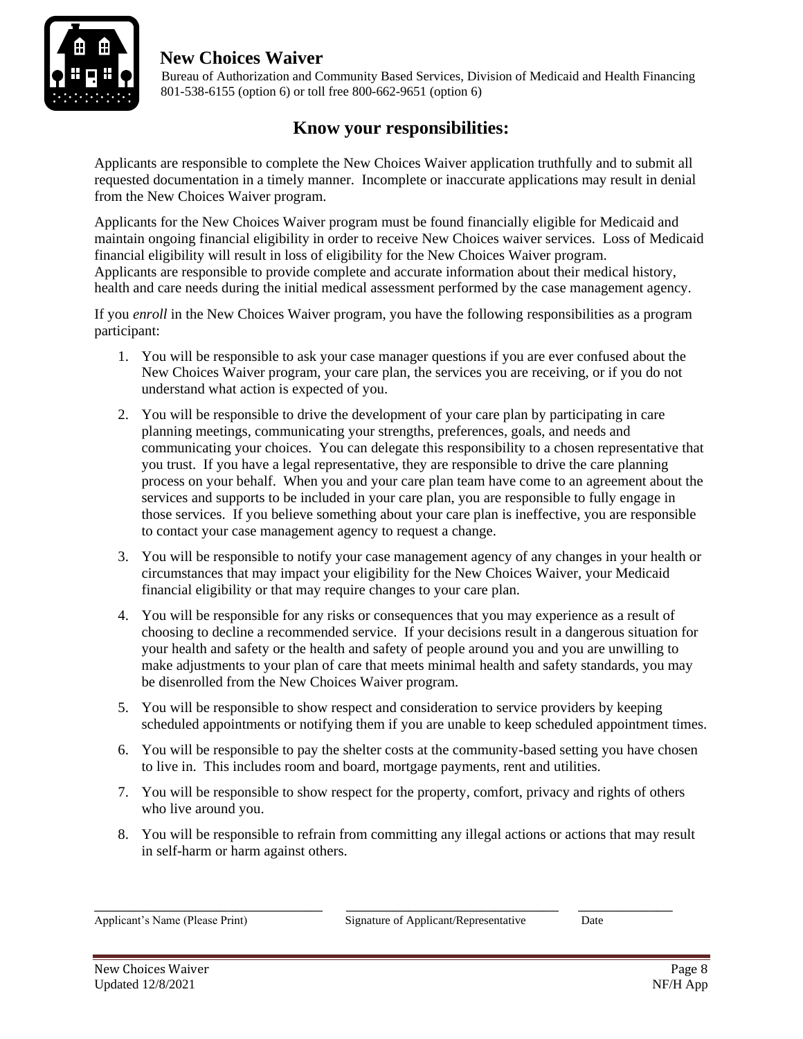**New Choices Waiver**

Bureau of Authorization and Community Based Services, Division of Medicaid and Health Financing
801-538-6155 (option 6) or toll free 800-662-9651 (option 6)

## Know your responsibilities:

Applicants are responsible to complete the New Choices Waiver application truthfully and to submit all requested documentation in a timely manner. Incomplete or inaccurate applications may result in denial from the New Choices Waiver program.

Applicants for the New Choices Waiver program must be found financially eligible for Medicaid and maintain ongoing financial eligibility in order to receive New Choices waiver services. Loss of Medicaid financial eligibility will result in loss of eligibility for the New Choices Waiver program.
Applicants are responsible to provide complete and accurate information about their medical history, health and care needs during the initial medical assessment performed by the case management agency.

If you *enroll* in the New Choices Waiver program, you have the following responsibilities as a program participant:

1. You will be responsible to ask your case manager questions if you are ever confused about the New Choices Waiver program, your care plan, the services you are receiving, or if you do not understand what action is expected of you.
2. You will be responsible to drive the development of your care plan by participating in care planning meetings, communicating your strengths, preferences, goals, and needs and communicating your choices. You can delegate this responsibility to a chosen representative that you trust. If you have a legal representative, they are responsible to drive the care planning process on your behalf. When you and your care plan team have come to an agreement about the services and supports to be included in your care plan, you are responsible to fully engage in those services. If you believe something about your care plan is ineffective, you are responsible to contact your case management agency to request a change.
3. You will be responsible to notify your case management agency of any changes in your health or circumstances that may impact your eligibility for the New Choices Waiver, your Medicaid financial eligibility or that may require changes to your care plan.
4. You will be responsible for any risks or consequences that you may experience as a result of choosing to decline a recommended service. If your decisions result in a dangerous situation for your health and safety or the health and safety of people around you and you are unwilling to make adjustments to your plan of care that meets minimal health and safety standards, you may be disenrolled from the New Choices Waiver program.
5. You will be responsible to show respect and consideration to service providers by keeping scheduled appointments or notifying them if you are unable to keep scheduled appointment times.
6. You will be responsible to pay the shelter costs at the community-based setting you have chosen to live in. This includes room and board, mortgage payments, rent and utilities.
7. You will be responsible to show respect for the property, comfort, privacy and rights of others who live around you.
8. You will be responsible to refrain from committing any illegal actions or actions that may result in self-harm or harm against others.

_______________________________ _______________________________ ____________

Applicant's Name (Please Print) Signature of Applicant/Representative Date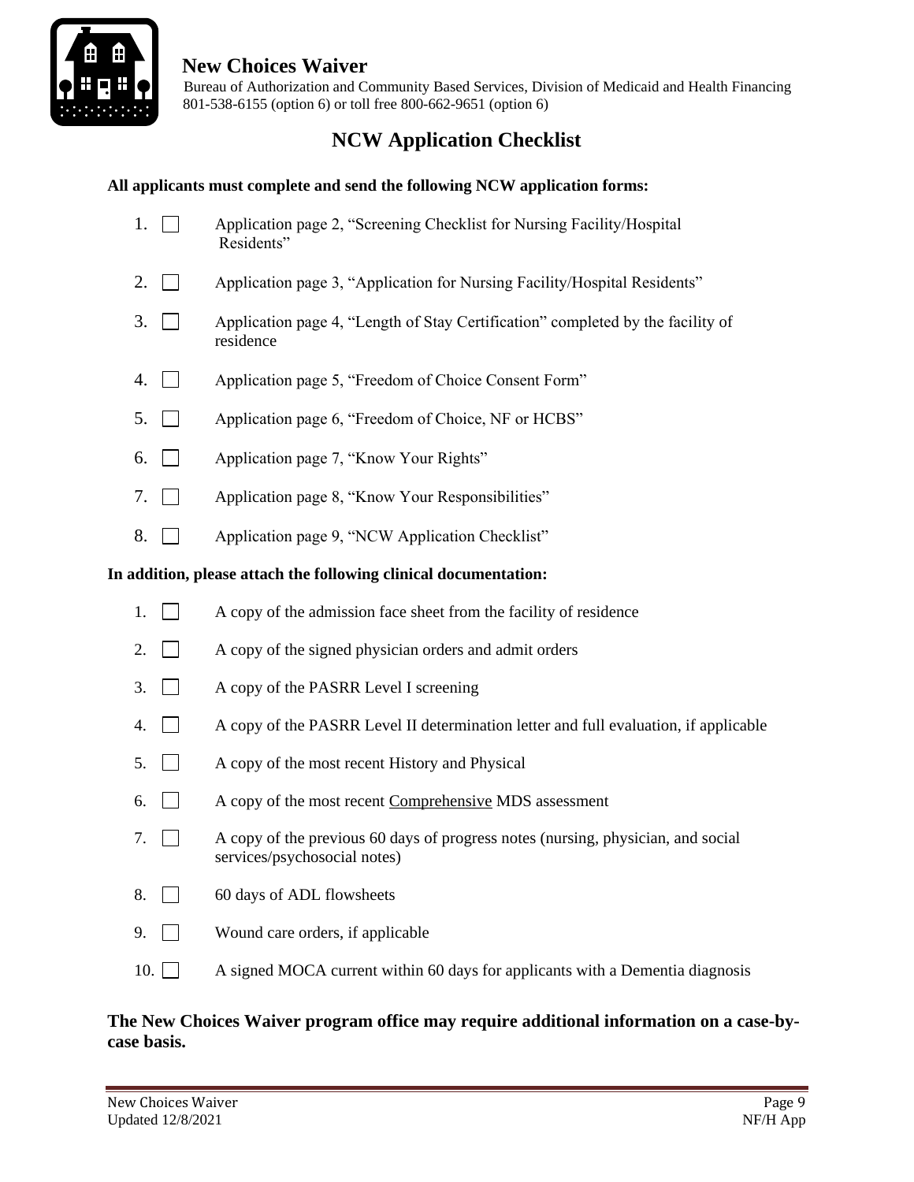**New Choices Waiver**

Bureau of Authorization and Community Based Services, Division of Medicaid and Health Financing
801-538-6155 (option 6) or toll free 800-662-9651 (option 6)

# NCW Application Checklist

**All applicants must complete and send the following NCW application forms:**

1. ☐ Application page 2, "Screening Checklist for Nursing Facility/Hospital Residents"
2. ☐ Application page 3, "Application for Nursing Facility/Hospital Residents"
3. ☐ Application page 4, "Length of Stay Certification" completed by the facility of residence
4. ☐ Application page 5, "Freedom of Choice Consent Form"
5. ☐ Application page 6, "Freedom of Choice, NF or HCBS"
6. ☐ Application page 7, "Know Your Rights"
7. ☐ Application page 8, "Know Your Responsibilities"
8. ☐ Application page 9, "NCW Application Checklist"

**In addition, please attach the following clinical documentation:**

1. ☐ A copy of the admission face sheet from the facility of residence
2. ☐ A copy of the signed physician orders and admit orders
3. ☐ A copy of the PASRR Level I screening
4. ☐ A copy of the PASRR Level II determination letter and full evaluation, if applicable
5. ☐ A copy of the most recent History and Physical
6. ☐ A copy of the most recent <u>Comprehensive</u> MDS assessment
7. ☐ A copy of the previous 60 days of progress notes (nursing, physician, and social services/psychosocial notes)
8. ☐ 60 days of ADL flowsheets
9. ☐ Wound care orders, if applicable
10. ☐ A signed MOCA current within 60 days for applicants with a Dementia diagnosis

**The New Choices Waiver program office may require additional information on a case-by-case basis.**

New Choices Waiver
Updated 12/8/2021
NF/H App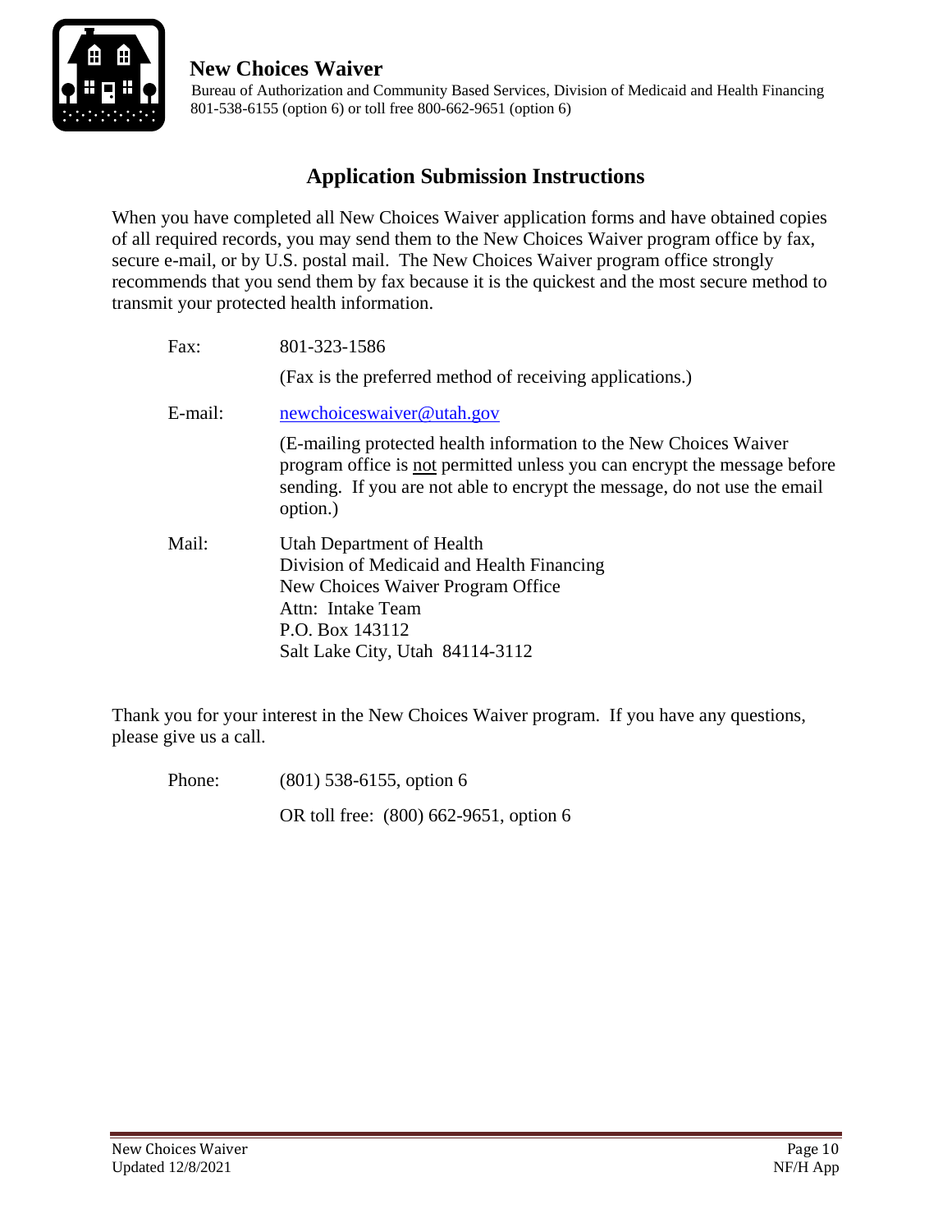**New Choices Waiver**

Bureau of Authorization and Community Based Services, Division of Medicaid and Health Financing
801-538-6155 (option 6) or toll free 800-662-9651 (option 6)

# Application Submission Instructions

When you have completed all New Choices Waiver application forms and have obtained copies of all required records, you may send them to the New Choices Waiver program office by fax, secure e-mail, or by U.S. postal mail. The New Choices Waiver program office strongly recommends that you send them by fax because it is the quickest and the most secure method to transmit your protected health information.

| | |
|---|---|
| Fax: | 801-323-1586<br><br>(Fax is the preferred method of receiving applications.) |
| E-mail: | newchoiceswaiver@utah.gov<br><br>(E-mailing protected health information to the New Choices Waiver program office is not permitted unless you can encrypt the message before sending. If you are not able to encrypt the message, do not use the email option.) |
| Mail: | Utah Department of Health<br>Division of Medicaid and Health Financing<br>New Choices Waiver Program Office<br>Attn: Intake Team<br>P.O. Box 143112<br>Salt Lake City, Utah 84114-3112 |

Thank you for your interest in the New Choices Waiver program. If you have any questions, please give us a call.

| | |
|---|---|
| Phone: | (801) 538-6155, option 6<br><br>OR toll free: (800) 662-9651, option 6 |